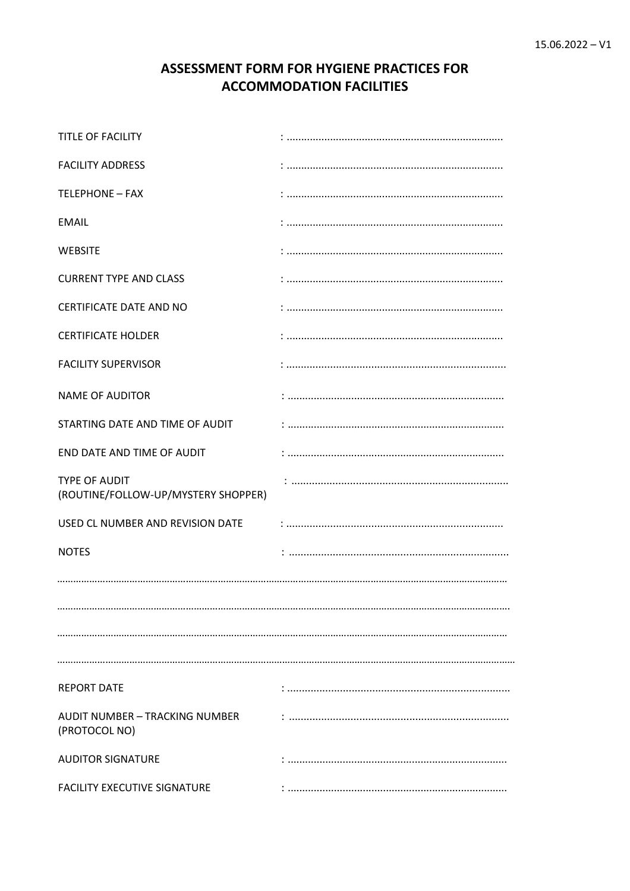15.06.2022 – V1

# ASSESSMENT FORM FOR HYGIENE PRACTICES FOR ACCOMMODATION FACILITIES

TITLE OF FACILITY : ..........................................................................

FACILITY ADDRESS : ..........................................................................

TELEPHONE – FAX : ..........................................................................

EMAIL : ..........................................................................

WEBSITE : ..........................................................................

CURRENT TYPE AND CLASS : ..........................................................................

CERTIFICATE DATE AND NO : ..........................................................................

CERTIFICATE HOLDER : ..........................................................................

FACILITY SUPERVISOR : ..........................................................................

NAME OF AUDITOR : ..........................................................................

STARTING DATE AND TIME OF AUDIT : ..........................................................................

END DATE AND TIME OF AUDIT : ..........................................................................

TYPE OF AUDIT (ROUTINE/FOLLOW-UP/MYSTERY SHOPPER) : ..........................................................................

USED CL NUMBER AND REVISION DATE : ..........................................................................

NOTES : ..........................................................................

..........................................................................................................................................................................

..........................................................................................................................................................................

..........................................................................................................................................................................

..........................................................................................................................................................................

REPORT DATE : ..........................................................................

AUDIT NUMBER – TRACKING NUMBER (PROTOCOL NO) : ..........................................................................

AUDITOR SIGNATURE : ..........................................................................

FACILITY EXECUTIVE SIGNATURE : ..........................................................................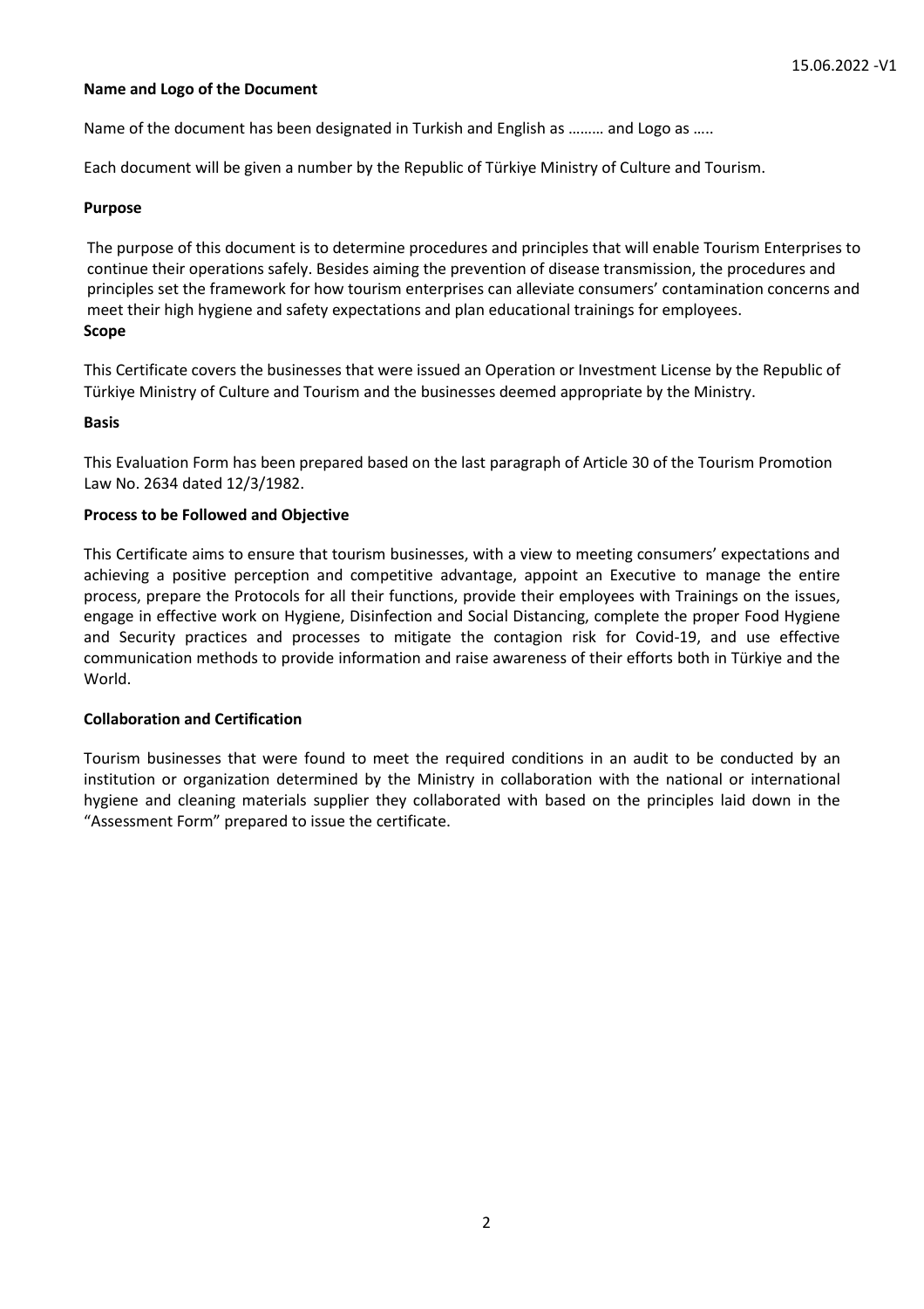15.06.2022 -V1

**Name and Logo of the Document**

Name of the document has been designated in Turkish and English as ……… and Logo as …..

Each document will be given a number by the Republic of Türkiye Ministry of Culture and Tourism.

**Purpose**

The purpose of this document is to determine procedures and principles that will enable Tourism Enterprises to continue their operations safely. Besides aiming the prevention of disease transmission, the procedures and principles set the framework for how tourism enterprises can alleviate consumers' contamination concerns and meet their high hygiene and safety expectations and plan educational trainings for employees.

**Scope**

This Certificate covers the businesses that were issued an Operation or Investment License by the Republic of Türkiye Ministry of Culture and Tourism and the businesses deemed appropriate by the Ministry.

**Basis**

This Evaluation Form has been prepared based on the last paragraph of Article 30 of the Tourism Promotion Law No. 2634 dated 12/3/1982.

**Process to be Followed and Objective**

This Certificate aims to ensure that tourism businesses, with a view to meeting consumers' expectations and achieving a positive perception and competitive advantage, appoint an Executive to manage the entire process, prepare the Protocols for all their functions, provide their employees with Trainings on the issues, engage in effective work on Hygiene, Disinfection and Social Distancing, complete the proper Food Hygiene and Security practices and processes to mitigate the contagion risk for Covid-19, and use effective communication methods to provide information and raise awareness of their efforts both in Türkiye and the World.

**Collaboration and Certification**

Tourism businesses that were found to meet the required conditions in an audit to be conducted by an institution or organization determined by the Ministry in collaboration with the national or international hygiene and cleaning materials supplier they collaborated with based on the principles laid down in the "Assessment Form" prepared to issue the certificate.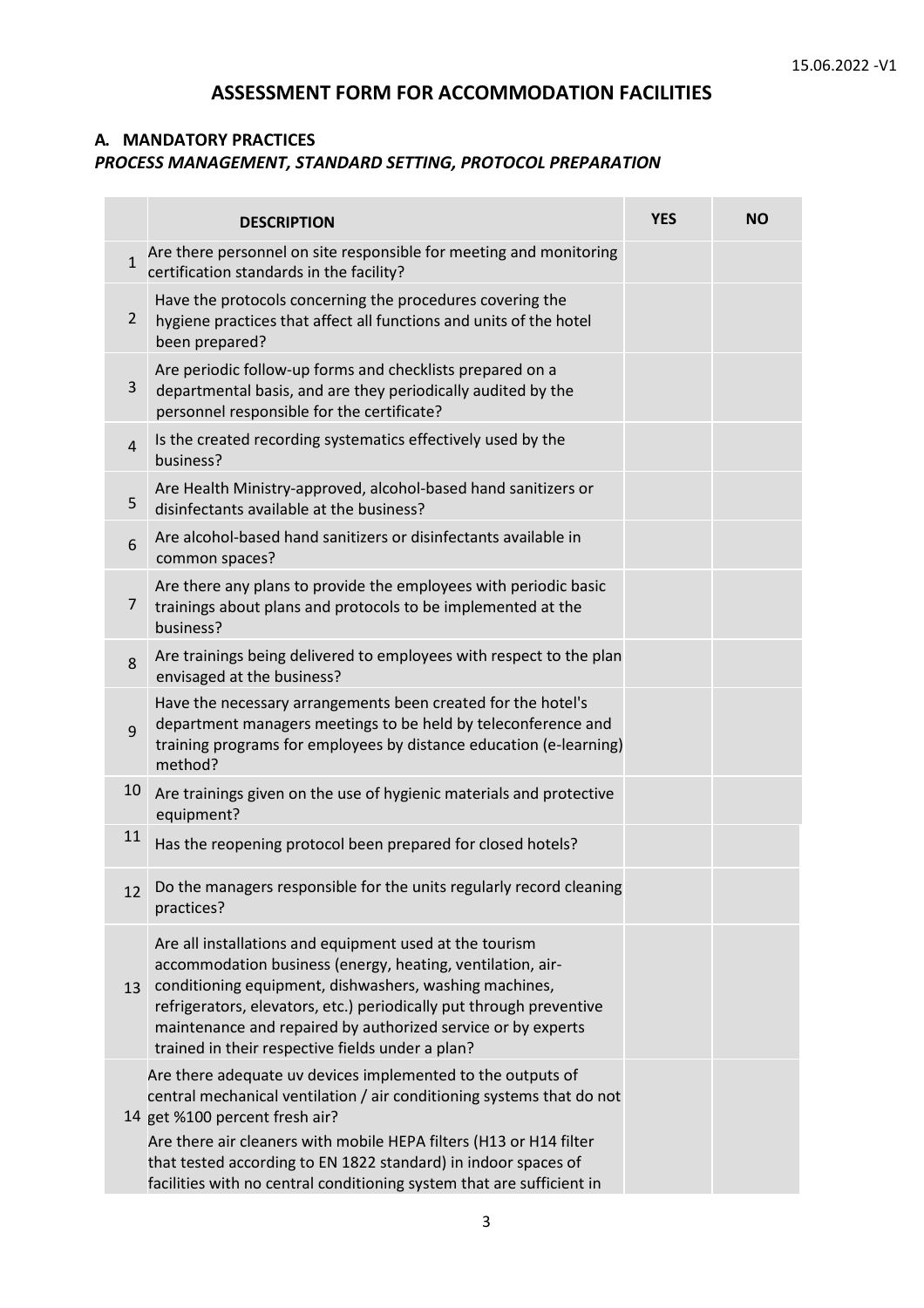# ASSESSMENT FORM FOR ACCOMMODATION FACILITIES

## A. MANDATORY PRACTICES

### *PROCESS MANAGEMENT, STANDARD SETTING, PROTOCOL PREPARATION*

| | DESCRIPTION | YES | NO |
|---|---|---|---|
| 1 | Are there personnel on site responsible for meeting and monitoring certification standards in the facility? | | |
| 2 | Have the protocols concerning the procedures covering the hygiene practices that affect all functions and units of the hotel been prepared? | | |
| 3 | Are periodic follow-up forms and checklists prepared on a departmental basis, and are they periodically audited by the personnel responsible for the certificate? | | |
| 4 | Is the created recording systematics effectively used by the business? | | |
| 5 | Are Health Ministry-approved, alcohol-based hand sanitizers or disinfectants available at the business? | | |
| 6 | Are alcohol-based hand sanitizers or disinfectants available in common spaces? | | |
| 7 | Are there any plans to provide the employees with periodic basic trainings about plans and protocols to be implemented at the business? | | |
| 8 | Are trainings being delivered to employees with respect to the plan envisaged at the business? | | |
| 9 | Have the necessary arrangements been created for the hotel's department managers meetings to be held by teleconference and training programs for employees by distance education (e-learning) method? | | |
| 10 | Are trainings given on the use of hygienic materials and protective equipment? | | |
| 11 | Has the reopening protocol been prepared for closed hotels? | | |
| 12 | Do the managers responsible for the units regularly record cleaning practices? | | |
| 13 | Are all installations and equipment used at the tourism accommodation business (energy, heating, ventilation, air-conditioning equipment, dishwashers, washing machines, refrigerators, elevators, etc.) periodically put through preventive maintenance and repaired by authorized service or by experts trained in their respective fields under a plan? | | |
| 14 | Are there adequate uv devices implemented to the outputs of central mechanical ventilation / air conditioning systems that do not get %100 percent fresh air? Are there air cleaners with mobile HEPA filters (H13 or H14 filter that tested according to EN 1822 standard) in indoor spaces of facilities with no central conditioning system that are sufficient in | | |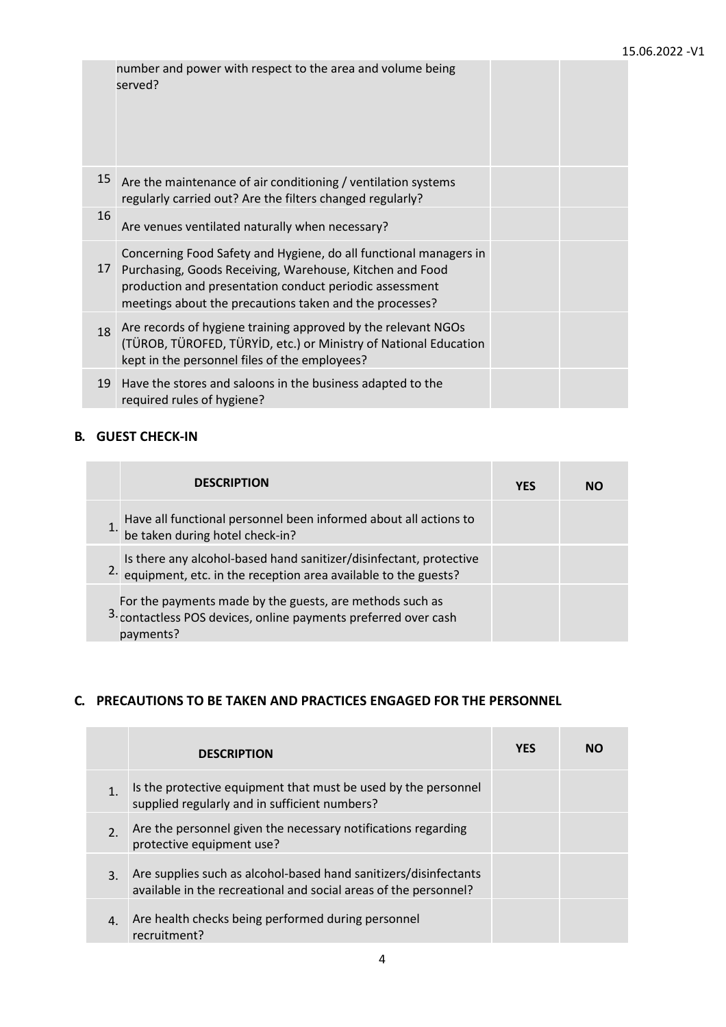| | | | |
|---|---|---|---|
| | number and power with respect to the area and volume being served? | | |
| 15 | Are the maintenance of air conditioning / ventilation systems regularly carried out? Are the filters changed regularly? | | |
| 16 | Are venues ventilated naturally when necessary? | | |
| 17 | Concerning Food Safety and Hygiene, do all functional managers in Purchasing, Goods Receiving, Warehouse, Kitchen and Food production and presentation conduct periodic assessment meetings about the precautions taken and the processes? | | |
| 18 | Are records of hygiene training approved by the relevant NGOs (TÜROB, TÜROFED, TÜRYİD, etc.) or Ministry of National Education kept in the personnel files of the employees? | | |
| 19 | Have the stores and saloons in the business adapted to the required rules of hygiene? | | |

**B. GUEST CHECK-IN**

| | DESCRIPTION | YES | NO |
|---|---|---|---|
| 1. | Have all functional personnel been informed about all actions to be taken during hotel check-in? | | |
| 2. | Is there any alcohol-based hand sanitizer/disinfectant, protective equipment, etc. in the reception area available to the guests? | | |
| 3. | For the payments made by the guests, are methods such as contactless POS devices, online payments preferred over cash payments? | | |

**C. PRECAUTIONS TO BE TAKEN AND PRACTICES ENGAGED FOR THE PERSONNEL**

| | DESCRIPTION | YES | NO |
|---|---|---|---|
| 1. | Is the protective equipment that must be used by the personnel supplied regularly and in sufficient numbers? | | |
| 2. | Are the personnel given the necessary notifications regarding protective equipment use? | | |
| 3. | Are supplies such as alcohol-based hand sanitizers/disinfectants available in the recreational and social areas of the personnel? | | |
| 4. | Are health checks being performed during personnel recruitment? | | |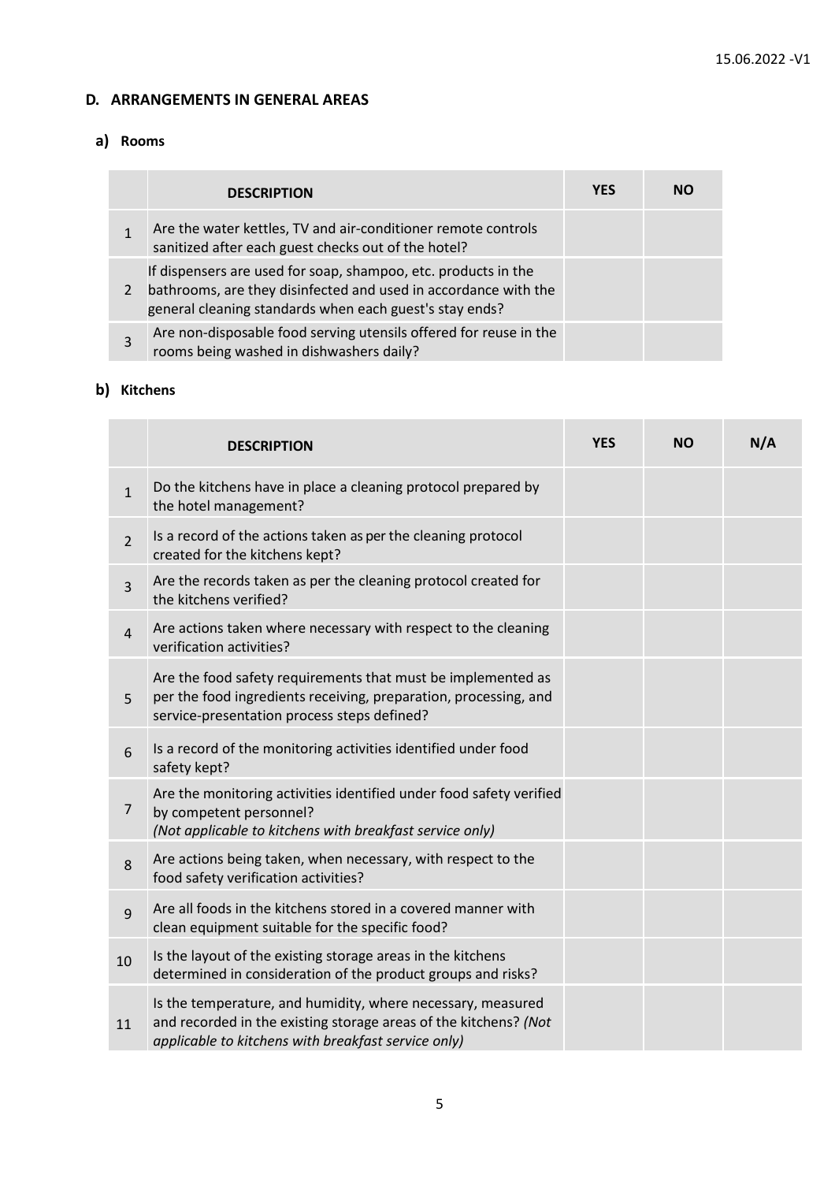## D. ARRANGEMENTS IN GENERAL AREAS

### a) Rooms

| | DESCRIPTION | YES | NO |
|---|---|---|---|
| 1 | Are the water kettles, TV and air-conditioner remote controls sanitized after each guest checks out of the hotel? | | |
| 2 | If dispensers are used for soap, shampoo, etc. products in the bathrooms, are they disinfected and used in accordance with the general cleaning standards when each guest's stay ends? | | |
| 3 | Are non-disposable food serving utensils offered for reuse in the rooms being washed in dishwashers daily? | | |

### b) Kitchens

| | DESCRIPTION | YES | NO | N/A |
|---|---|---|---|---|
| 1 | Do the kitchens have in place a cleaning protocol prepared by the hotel management? | | | |
| 2 | Is a record of the actions taken as per the cleaning protocol created for the kitchens kept? | | | |
| 3 | Are the records taken as per the cleaning protocol created for the kitchens verified? | | | |
| 4 | Are actions taken where necessary with respect to the cleaning verification activities? | | | |
| 5 | Are the food safety requirements that must be implemented as per the food ingredients receiving, preparation, processing, and service-presentation process steps defined? | | | |
| 6 | Is a record of the monitoring activities identified under food safety kept? | | | |
| 7 | Are the monitoring activities identified under food safety verified by competent personnel? *(Not applicable to kitchens with breakfast service only)* | | | |
| 8 | Are actions being taken, when necessary, with respect to the food safety verification activities? | | | |
| 9 | Are all foods in the kitchens stored in a covered manner with clean equipment suitable for the specific food? | | | |
| 10 | Is the layout of the existing storage areas in the kitchens determined in consideration of the product groups and risks? | | | |
| 11 | Is the temperature, and humidity, where necessary, measured and recorded in the existing storage areas of the kitchens? *(Not applicable to kitchens with breakfast service only)* | | | |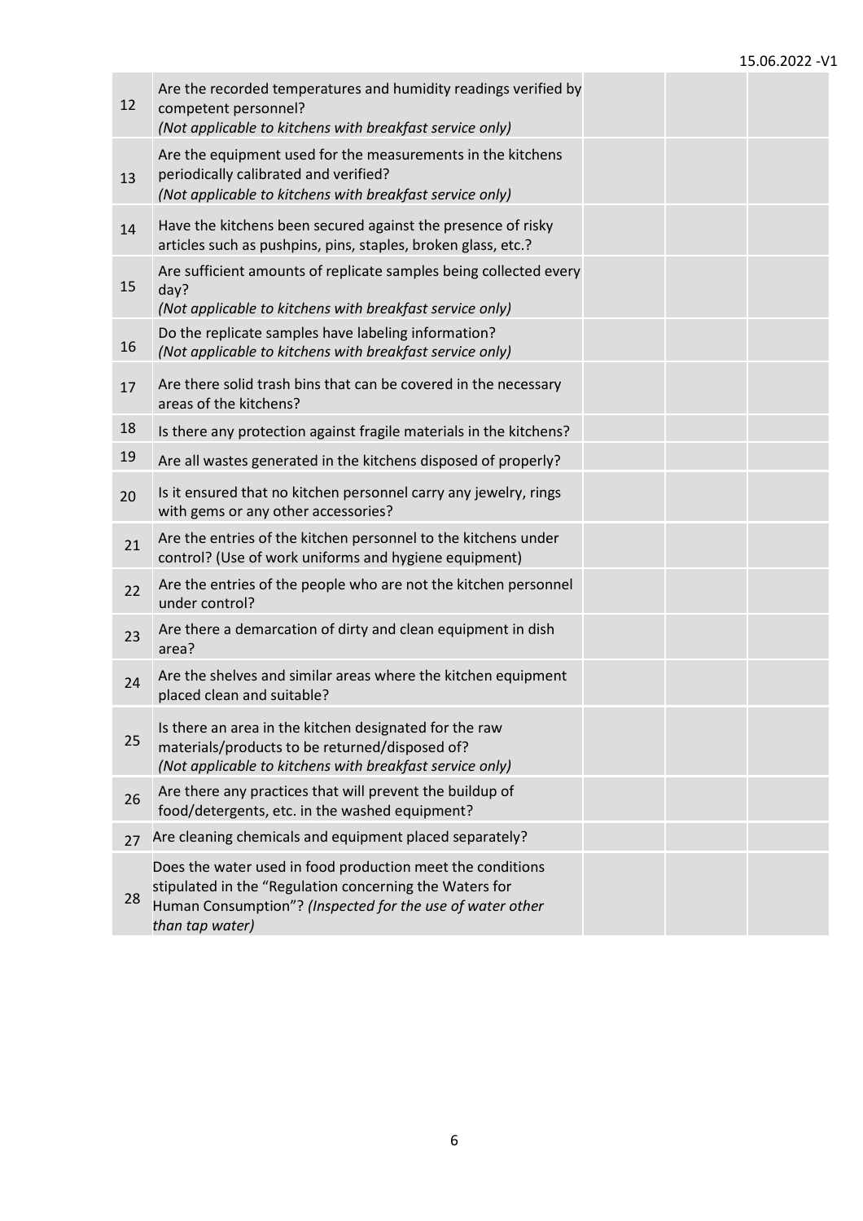| | | | | |
|---|---|---|---|---|
| 12 | Are the recorded temperatures and humidity readings verified by competent personnel?<br>*(Not applicable to kitchens with breakfast service only)* | | | |
| 13 | Are the equipment used for the measurements in the kitchens periodically calibrated and verified?<br>*(Not applicable to kitchens with breakfast service only)* | | | |
| 14 | Have the kitchens been secured against the presence of risky articles such as pushpins, pins, staples, broken glass, etc.? | | | |
| 15 | Are sufficient amounts of replicate samples being collected every day?<br>*(Not applicable to kitchens with breakfast service only)* | | | |
| 16 | Do the replicate samples have labeling information?<br>*(Not applicable to kitchens with breakfast service only)* | | | |
| 17 | Are there solid trash bins that can be covered in the necessary areas of the kitchens? | | | |
| 18 | Is there any protection against fragile materials in the kitchens? | | | |
| 19 | Are all wastes generated in the kitchens disposed of properly? | | | |
| 20 | Is it ensured that no kitchen personnel carry any jewelry, rings with gems or any other accessories? | | | |
| 21 | Are the entries of the kitchen personnel to the kitchens under control? (Use of work uniforms and hygiene equipment) | | | |
| 22 | Are the entries of the people who are not the kitchen personnel under control? | | | |
| 23 | Are there a demarcation of dirty and clean equipment in dish area? | | | |
| 24 | Are the shelves and similar areas where the kitchen equipment placed clean and suitable? | | | |
| 25 | Is there an area in the kitchen designated for the raw materials/products to be returned/disposed of?<br>*(Not applicable to kitchens with breakfast service only)* | | | |
| 26 | Are there any practices that will prevent the buildup of food/detergents, etc. in the washed equipment? | | | |
| 27 | Are cleaning chemicals and equipment placed separately? | | | |
| 28 | Does the water used in food production meet the conditions stipulated in the "Regulation concerning the Waters for Human Consumption"? *(Inspected for the use of water other than tap water)* | | | |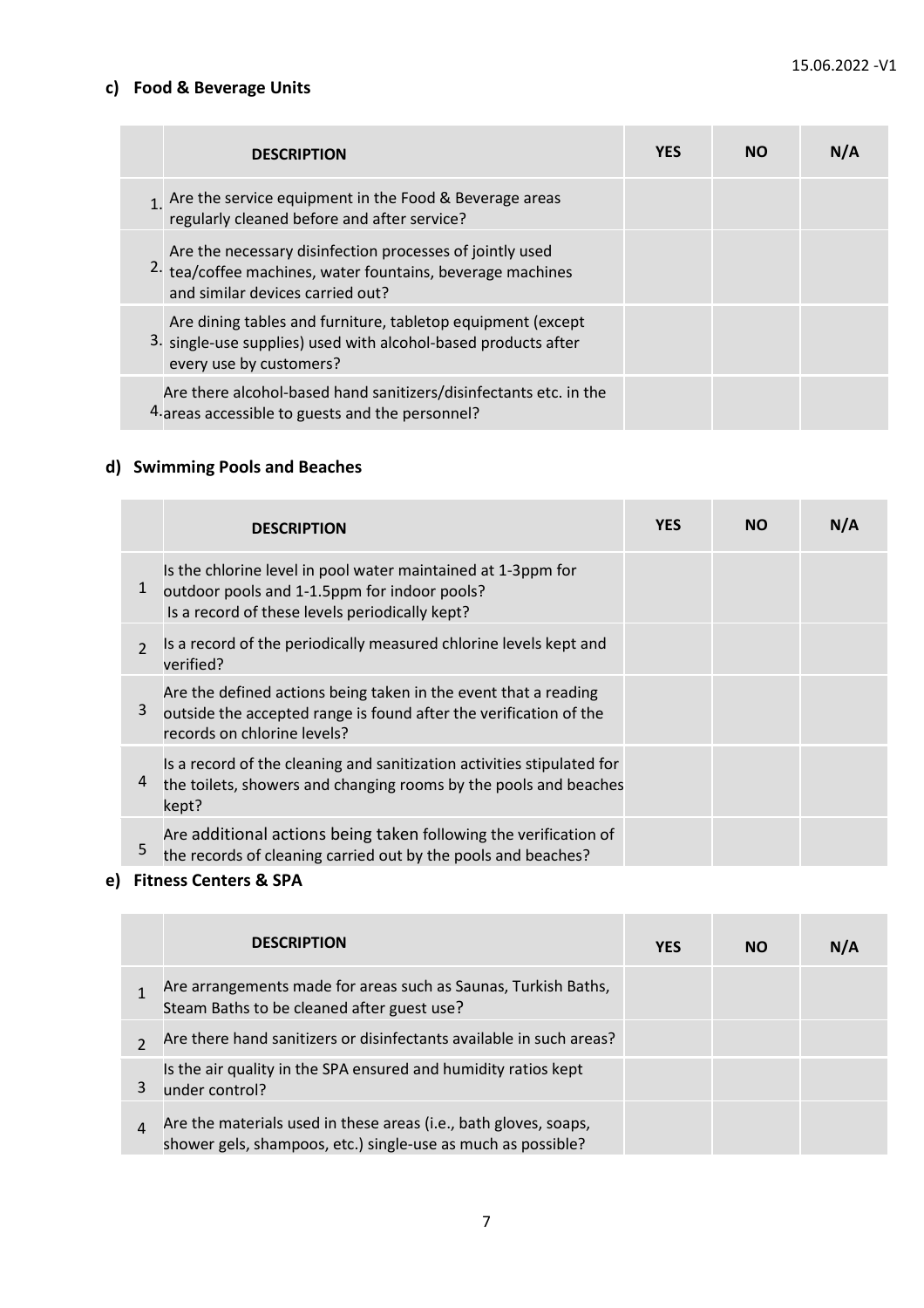#### c) Food & Beverage Units

| | DESCRIPTION | YES | NO | N/A |
|---|---|---|---|---|
| 1. | Are the service equipment in the Food & Beverage areas regularly cleaned before and after service? | | | |
| 2. | Are the necessary disinfection processes of jointly used tea/coffee machines, water fountains, beverage machines and similar devices carried out? | | | |
| 3. | Are dining tables and furniture, tabletop equipment (except single-use supplies) used with alcohol-based products after every use by customers? | | | |
| 4. | Are there alcohol-based hand sanitizers/disinfectants etc. in the areas accessible to guests and the personnel? | | | |

#### d) Swimming Pools and Beaches

| | DESCRIPTION | YES | NO | N/A |
|---|---|---|---|---|
| 1 | Is the chlorine level in pool water maintained at 1-3ppm for outdoor pools and 1-1.5ppm for indoor pools? Is a record of these levels periodically kept? | | | |
| 2 | Is a record of the periodically measured chlorine levels kept and verified? | | | |
| 3 | Are the defined actions being taken in the event that a reading outside the accepted range is found after the verification of the records on chlorine levels? | | | |
| 4 | Is a record of the cleaning and sanitization activities stipulated for the toilets, showers and changing rooms by the pools and beaches kept? | | | |
| 5 | Are additional actions being taken following the verification of the records of cleaning carried out by the pools and beaches? | | | |

#### e) Fitness Centers & SPA

| | DESCRIPTION | YES | NO | N/A |
|---|---|---|---|---|
| 1 | Are arrangements made for areas such as Saunas, Turkish Baths, Steam Baths to be cleaned after guest use? | | | |
| 2 | Are there hand sanitizers or disinfectants available in such areas? | | | |
| 3 | Is the air quality in the SPA ensured and humidity ratios kept under control? | | | |
| 4 | Are the materials used in these areas (i.e., bath gloves, soaps, shower gels, shampoos, etc.) single-use as much as possible? | | | |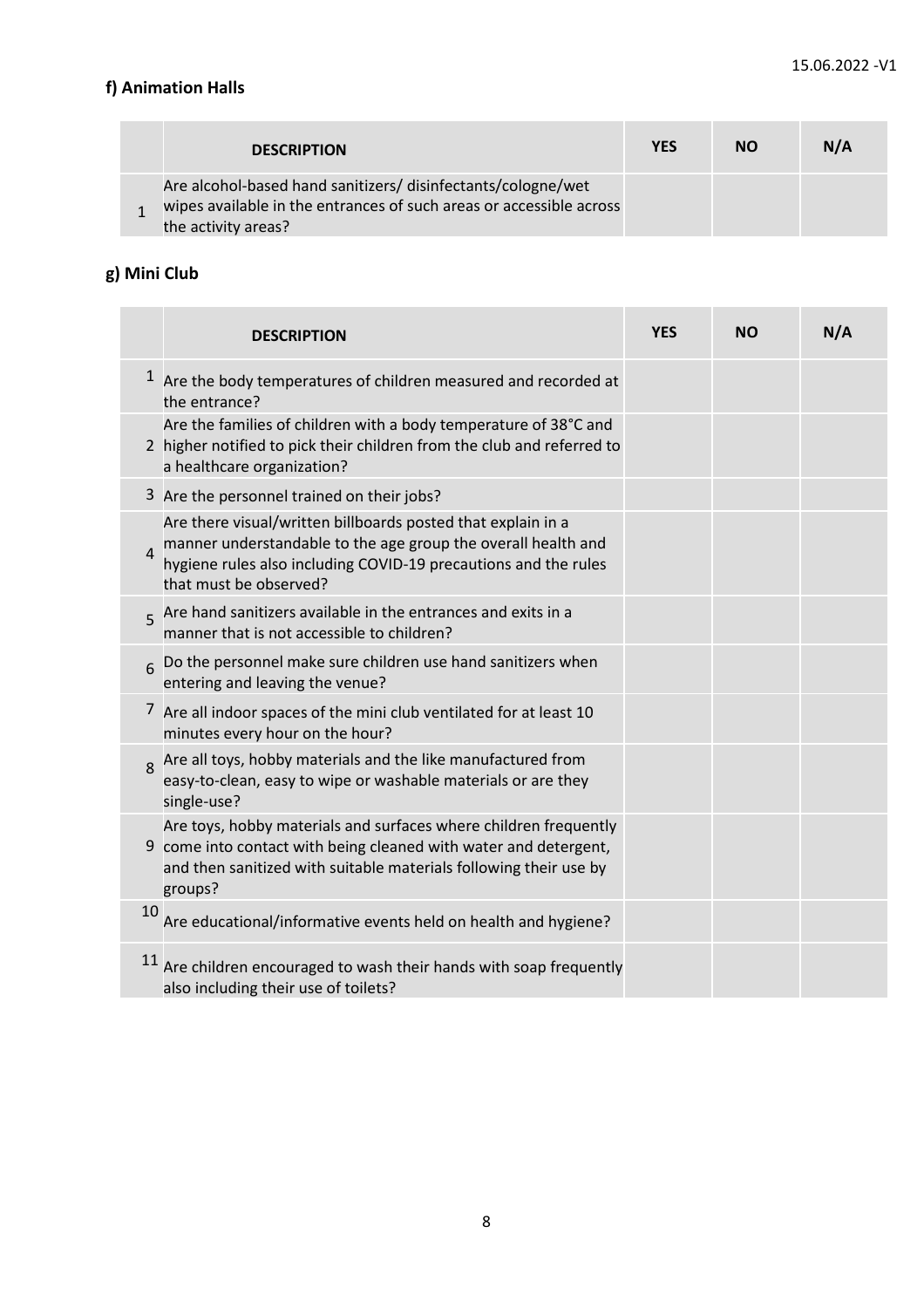15.06.2022 -V1

**f) Animation Halls**

| | DESCRIPTION | YES | NO | N/A |
|---|---|---|---|---|
| 1 | Are alcohol-based hand sanitizers/ disinfectants/cologne/wet wipes available in the entrances of such areas or accessible across the activity areas? | | | |

**g) Mini Club**

| | DESCRIPTION | YES | NO | N/A |
|---|---|---|---|---|
| 1 | Are the body temperatures of children measured and recorded at the entrance? | | | |
| 2 | Are the families of children with a body temperature of 38°C and higher notified to pick their children from the club and referred to a healthcare organization? | | | |
| 3 | Are the personnel trained on their jobs? | | | |
| 4 | Are there visual/written billboards posted that explain in a manner understandable to the age group the overall health and hygiene rules also including COVID-19 precautions and the rules that must be observed? | | | |
| 5 | Are hand sanitizers available in the entrances and exits in a manner that is not accessible to children? | | | |
| 6 | Do the personnel make sure children use hand sanitizers when entering and leaving the venue? | | | |
| 7 | Are all indoor spaces of the mini club ventilated for at least 10 minutes every hour on the hour? | | | |
| 8 | Are all toys, hobby materials and the like manufactured from easy-to-clean, easy to wipe or washable materials or are they single-use? | | | |
| 9 | Are toys, hobby materials and surfaces where children frequently come into contact with being cleaned with water and detergent, and then sanitized with suitable materials following their use by groups? | | | |
| 10 | Are educational/informative events held on health and hygiene? | | | |
| 11 | Are children encouraged to wash their hands with soap frequently also including their use of toilets? | | | |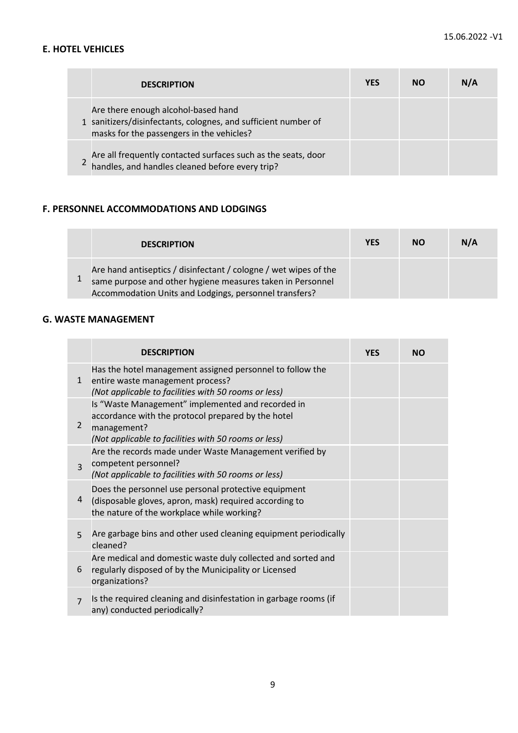### E. HOTEL VEHICLES

| | DESCRIPTION | YES | NO | N/A |
|---|---|---|---|---|
| 1 | Are there enough alcohol-based hand sanitizers/disinfectants, colognes, and sufficient number of masks for the passengers in the vehicles? | | | |
| 2 | Are all frequently contacted surfaces such as the seats, door handles, and handles cleaned before every trip? | | | |

### F. PERSONNEL ACCOMMODATIONS AND LODGINGS

| | DESCRIPTION | YES | NO | N/A |
|---|---|---|---|---|
| 1 | Are hand antiseptics / disinfectant / cologne / wet wipes of the same purpose and other hygiene measures taken in Personnel Accommodation Units and Lodgings, personnel transfers? | | | |

### G. WASTE MANAGEMENT

| | DESCRIPTION | YES | NO |
|---|---|---|---|
| 1 | Has the hotel management assigned personnel to follow the entire waste management process? *(Not applicable to facilities with 50 rooms or less)* | | |
| 2 | Is "Waste Management" implemented and recorded in accordance with the protocol prepared by the hotel management? *(Not applicable to facilities with 50 rooms or less)* | | |
| 3 | Are the records made under Waste Management verified by competent personnel? *(Not applicable to facilities with 50 rooms or less)* | | |
| 4 | Does the personnel use personal protective equipment (disposable gloves, apron, mask) required according to the nature of the workplace while working? | | |
| 5 | Are garbage bins and other used cleaning equipment periodically cleaned? | | |
| 6 | Are medical and domestic waste duly collected and sorted and regularly disposed of by the Municipality or Licensed organizations? | | |
| 7 | Is the required cleaning and disinfestation in garbage rooms (if any) conducted periodically? | | |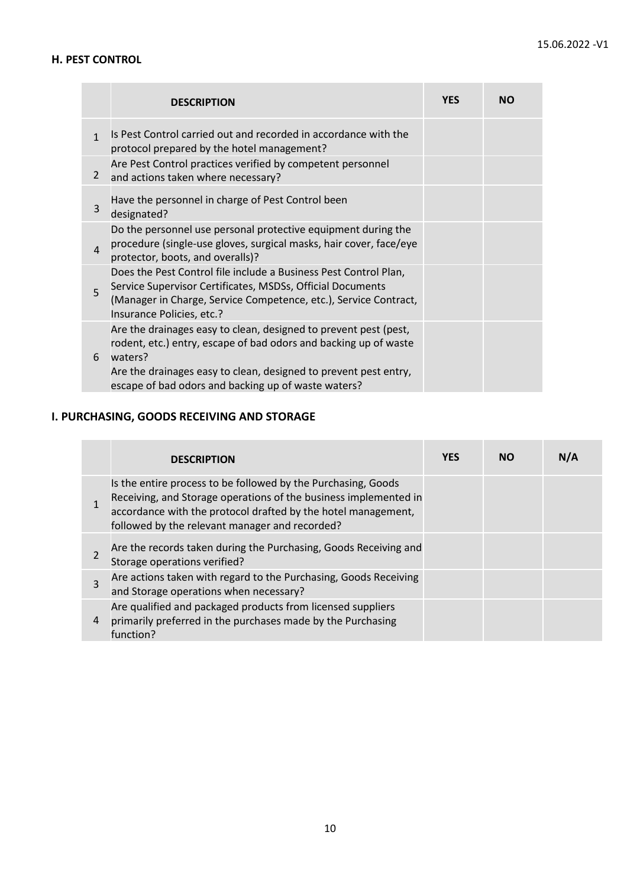## H. PEST CONTROL

| | DESCRIPTION | YES | NO |
|---|---|---|---|
| 1 | Is Pest Control carried out and recorded in accordance with the protocol prepared by the hotel management? | | |
| 2 | Are Pest Control practices verified by competent personnel and actions taken where necessary? | | |
| 3 | Have the personnel in charge of Pest Control been designated? | | |
| 4 | Do the personnel use personal protective equipment during the procedure (single-use gloves, surgical masks, hair cover, face/eye protector, boots, and overalls)? | | |
| 5 | Does the Pest Control file include a Business Pest Control Plan, Service Supervisor Certificates, MSDSs, Official Documents (Manager in Charge, Service Competence, etc.), Service Contract, Insurance Policies, etc.? | | |
| 6 | Are the drainages easy to clean, designed to prevent pest (pest, rodent, etc.) entry, escape of bad odors and backing up of waste waters?<br>Are the drainages easy to clean, designed to prevent pest entry, escape of bad odors and backing up of waste waters? | | |

## I. PURCHASING, GOODS RECEIVING AND STORAGE

| | DESCRIPTION | YES | NO | N/A |
|---|---|---|---|---|
| 1 | Is the entire process to be followed by the Purchasing, Goods Receiving, and Storage operations of the business implemented in accordance with the protocol drafted by the hotel management, followed by the relevant manager and recorded? | | | |
| 2 | Are the records taken during the Purchasing, Goods Receiving and Storage operations verified? | | | |
| 3 | Are actions taken with regard to the Purchasing, Goods Receiving and Storage operations when necessary? | | | |
| 4 | Are qualified and packaged products from licensed suppliers primarily preferred in the purchases made by the Purchasing function? | | | |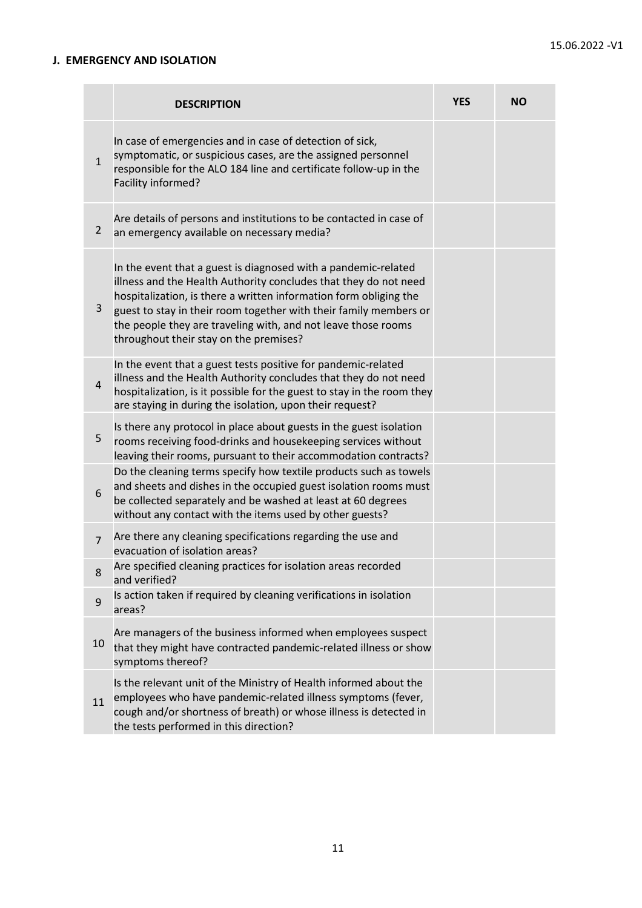## J. EMERGENCY AND ISOLATION

| | DESCRIPTION | YES | NO |
|---|---|---|---|
| 1 | In case of emergencies and in case of detection of sick, symptomatic, or suspicious cases, are the assigned personnel responsible for the ALO 184 line and certificate follow-up in the Facility informed? | | |
| 2 | Are details of persons and institutions to be contacted in case of an emergency available on necessary media? | | |
| 3 | In the event that a guest is diagnosed with a pandemic-related illness and the Health Authority concludes that they do not need hospitalization, is there a written information form obliging the guest to stay in their room together with their family members or the people they are traveling with, and not leave those rooms throughout their stay on the premises? | | |
| 4 | In the event that a guest tests positive for pandemic-related illness and the Health Authority concludes that they do not need hospitalization, is it possible for the guest to stay in the room they are staying in during the isolation, upon their request? | | |
| 5 | Is there any protocol in place about guests in the guest isolation rooms receiving food-drinks and housekeeping services without leaving their rooms, pursuant to their accommodation contracts? | | |
| 6 | Do the cleaning terms specify how textile products such as towels and sheets and dishes in the occupied guest isolation rooms must be collected separately and be washed at least at 60 degrees without any contact with the items used by other guests? | | |
| 7 | Are there any cleaning specifications regarding the use and evacuation of isolation areas? | | |
| 8 | Are specified cleaning practices for isolation areas recorded and verified? | | |
| 9 | Is action taken if required by cleaning verifications in isolation areas? | | |
| 10 | Are managers of the business informed when employees suspect that they might have contracted pandemic-related illness or show symptoms thereof? | | |
| 11 | Is the relevant unit of the Ministry of Health informed about the employees who have pandemic-related illness symptoms (fever, cough and/or shortness of breath) or whose illness is detected in the tests performed in this direction? | | |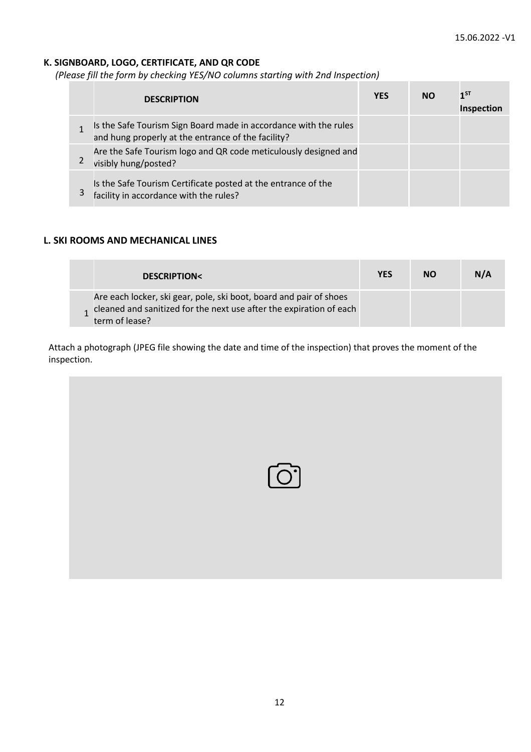## K. SIGNBOARD, LOGO, CERTIFICATE, AND QR CODE

*(Please fill the form by checking YES/NO columns starting with 2nd Inspection)*

| | DESCRIPTION | YES | NO | 1ST Inspection |
|---|---|---|---|---|
| 1 | Is the Safe Tourism Sign Board made in accordance with the rules and hung properly at the entrance of the facility? | | | |
| 2 | Are the Safe Tourism logo and QR code meticulously designed and visibly hung/posted? | | | |
| 3 | Is the Safe Tourism Certificate posted at the entrance of the facility in accordance with the rules? | | | |

## L. SKI ROOMS AND MECHANICAL LINES

| | DESCRIPTION< | YES | NO | N/A |
|---|---|---|---|---|
| 1 | Are each locker, ski gear, pole, ski boot, board and pair of shoes cleaned and sanitized for the next use after the expiration of each term of lease? | | | |

Attach a photograph (JPEG file showing the date and time of the inspection) that proves the moment of the inspection.